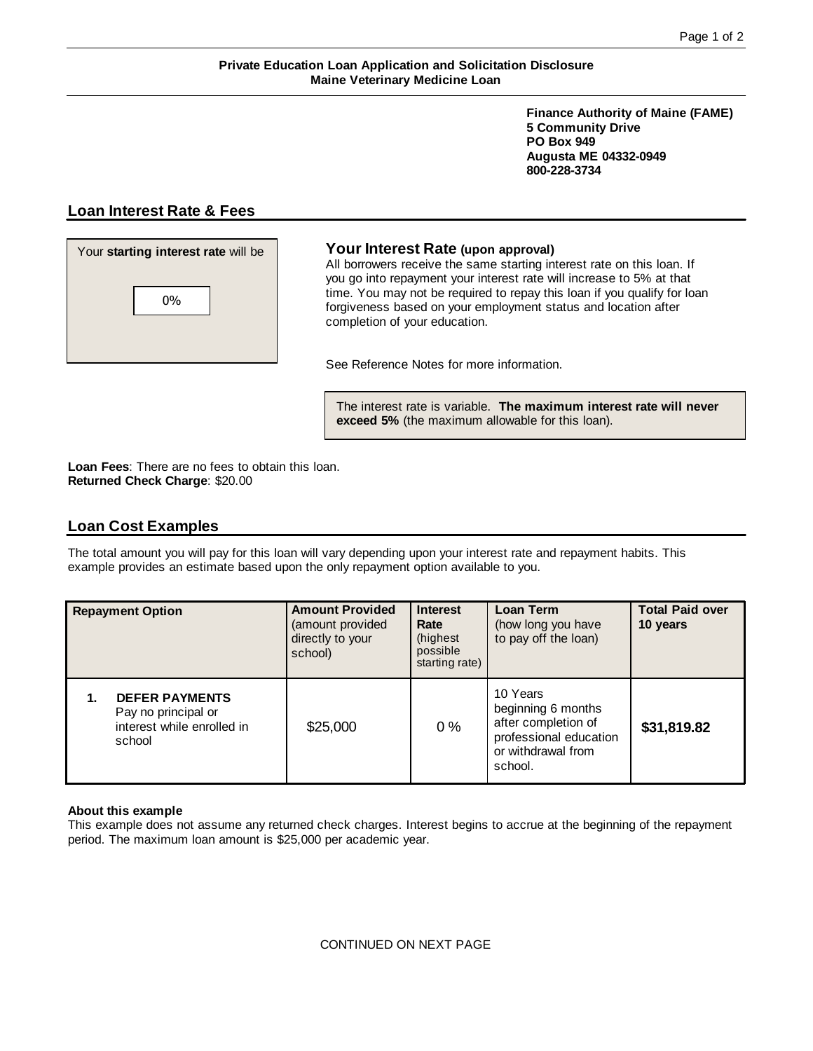**Private Education Loan Application and Solicitation Disclosure**
**Maine Veterinary Medicine Loan**

**Finance Authority of Maine (FAME)**
**5 Community Drive**
**PO Box 949**
**Augusta ME 04332-0949**
**800-228-3734**

## Loan Interest Rate & Fees

Your **starting interest rate** will be

0%

### Your Interest Rate (upon approval)

All borrowers receive the same starting interest rate on this loan. If you go into repayment your interest rate will increase to 5% at that time. You may not be required to repay this loan if you qualify for loan forgiveness based on your employment status and location after completion of your education.

See Reference Notes for more information.

The interest rate is variable. **The maximum interest rate will never exceed 5%** (the maximum allowable for this loan).

**Loan Fees**: There are no fees to obtain this loan.
**Returned Check Charge**: $20.00

## Loan Cost Examples

The total amount you will pay for this loan will vary depending upon your interest rate and repayment habits. This example provides an estimate based upon the only repayment option available to you.

| **Repayment Option** | **Amount Provided** (amount provided directly to your school) | **Interest Rate** (highest possible starting rate) | **Loan Term** (how long you have to pay off the loan) | **Total Paid over 10 years** |
|---|---|---|---|---|
| 1. **DEFER PAYMENTS** Pay no principal or interest while enrolled in school | $25,000 | 0 % | 10 Years beginning 6 months after completion of professional education or withdrawal from school. | **$31,819.82** |

**About this example**
This example does not assume any returned check charges. Interest begins to accrue at the beginning of the repayment period. The maximum loan amount is $25,000 per academic year.

CONTINUED ON NEXT PAGE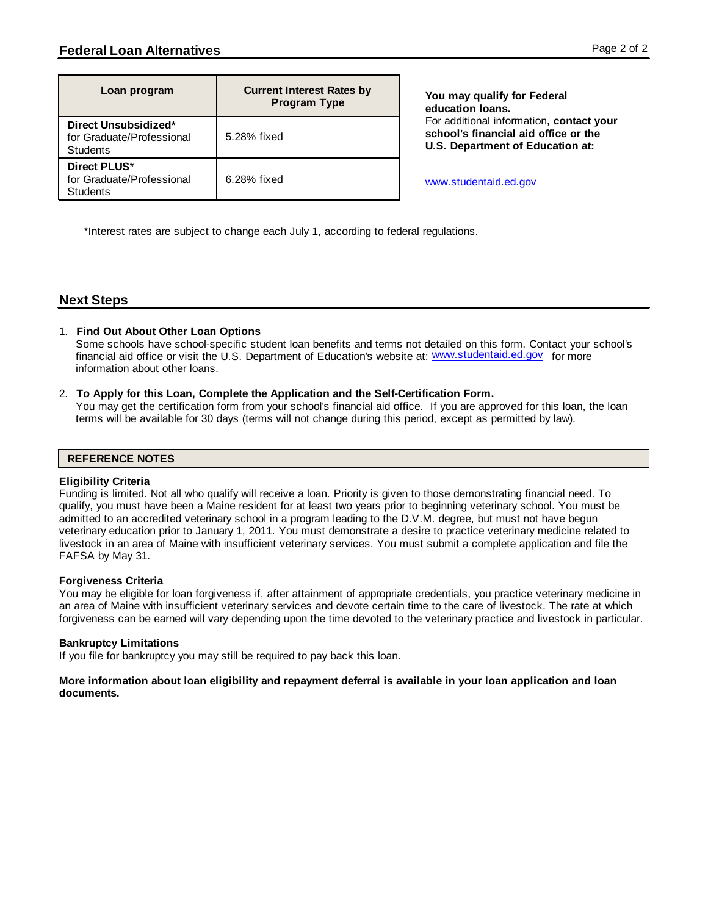## Federal Loan Alternatives

| Loan program | Current Interest Rates by Program Type |
|---|---|
| **Direct Unsubsidized*** for Graduate/Professional Students | 5.28% fixed |
| **Direct PLUS*** for Graduate/Professional Students | 6.28% fixed |

**You may qualify for Federal education loans.**
For additional information, **contact your school's financial aid office or the U.S. Department of Education at:**

www.studentaid.ed.gov

*Interest rates are subject to change each July 1, according to federal regulations.

## Next Steps

1. **Find Out About Other Loan Options**
   Some schools have school-specific student loan benefits and terms not detailed on this form. Contact your school's financial aid office or visit the U.S. Department of Education's website at: www.studentaid.ed.gov for more information about other loans.

2. **To Apply for this Loan, Complete the Application and the Self-Certification Form.**
   You may get the certification form from your school's financial aid office. If you are approved for this loan, the loan terms will be available for 30 days (terms will not change during this period, except as permitted by law).

### REFERENCE NOTES

**Eligibility Criteria**
Funding is limited. Not all who qualify will receive a loan. Priority is given to those demonstrating financial need. To qualify, you must have been a Maine resident for at least two years prior to beginning veterinary school. You must be admitted to an accredited veterinary school in a program leading to the D.V.M. degree, but must not have begun veterinary education prior to January 1, 2011. You must demonstrate a desire to practice veterinary medicine related to livestock in an area of Maine with insufficient veterinary services. You must submit a complete application and file the FAFSA by May 31.

**Forgiveness Criteria**
You may be eligible for loan forgiveness if, after attainment of appropriate credentials, you practice veterinary medicine in an area of Maine with insufficient veterinary services and devote certain time to the care of livestock. The rate at which forgiveness can be earned will vary depending upon the time devoted to the veterinary practice and livestock in particular.

**Bankruptcy Limitations**
If you file for bankruptcy you may still be required to pay back this loan.

**More information about loan eligibility and repayment deferral is available in your loan application and loan documents.**